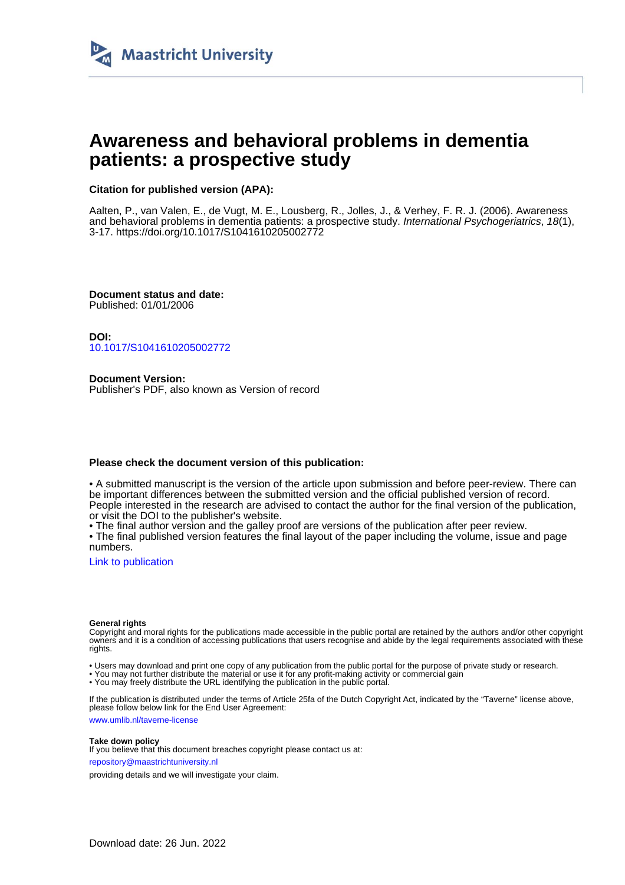Maastricht University

# Awareness and behavioral problems in dementia patients: a prospective study

**Citation for published version (APA):**

Aalten, P., van Valen, E., de Vugt, M. E., Lousberg, R., Jolles, J., & Verhey, F. R. J. (2006). Awareness and behavioral problems in dementia patients: a prospective study. *International Psychogeriatrics*, *18*(1), 3-17. https://doi.org/10.1017/S1041610205002772

**Document status and date:**
Published: 01/01/2006

**DOI:**
10.1017/S1041610205002772

**Document Version:**
Publisher's PDF, also known as Version of record

**Please check the document version of this publication:**

• A submitted manuscript is the version of the article upon submission and before peer-review. There can be important differences between the submitted version and the official published version of record. People interested in the research are advised to contact the author for the final version of the publication, or visit the DOI to the publisher's website.
• The final author version and the galley proof are versions of the publication after peer review.
• The final published version features the final layout of the paper including the volume, issue and page numbers.

Link to publication

**General rights**
Copyright and moral rights for the publications made accessible in the public portal are retained by the authors and/or other copyright owners and it is a condition of accessing publications that users recognise and abide by the legal requirements associated with these rights.

• Users may download and print one copy of any publication from the public portal for the purpose of private study or research.
• You may not further distribute the material or use it for any profit-making activity or commercial gain
• You may freely distribute the URL identifying the publication in the public portal.

If the publication is distributed under the terms of Article 25fa of the Dutch Copyright Act, indicated by the "Taverne" license above, please follow below link for the End User Agreement:

www.umlib.nl/taverne-license

**Take down policy**
If you believe that this document breaches copyright please contact us at:

repository@maastrichtuniversity.nl

providing details and we will investigate your claim.

Download date: 26 Jun. 2022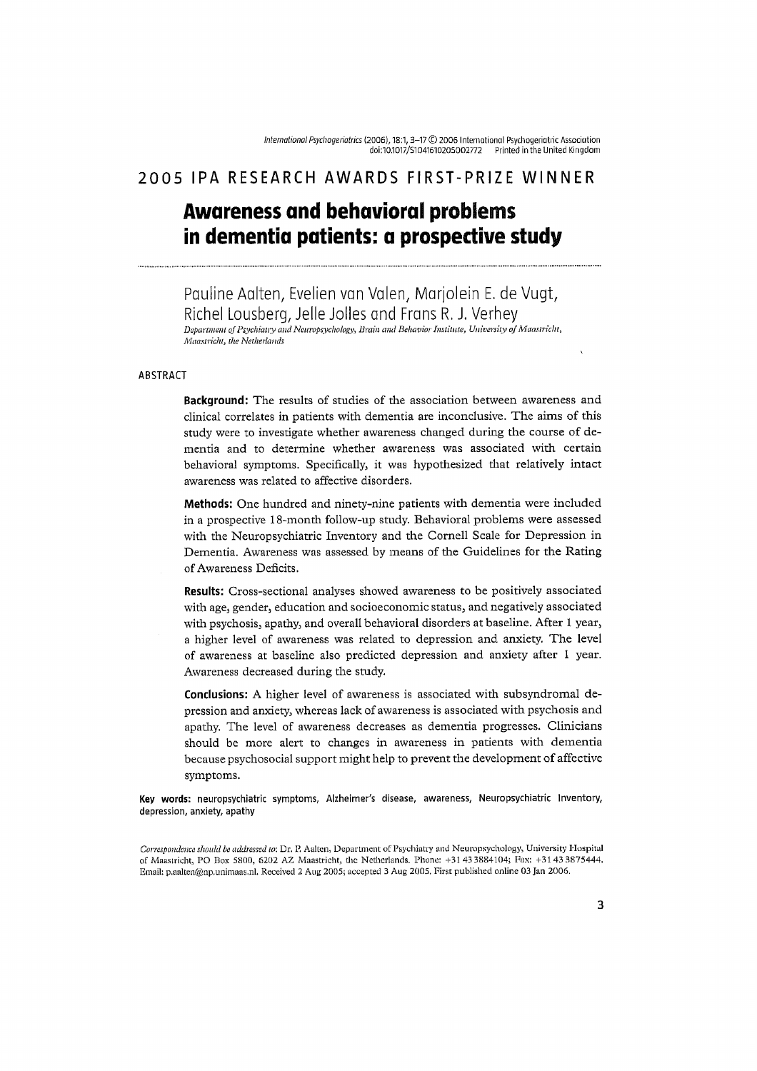## 2005 IPA RESEARCH AWARDS FIRST-PRIZE WINNER

# Awareness and behavioral problems in dementia patients: a prospective study

Pauline Aalten, Evelien van Valen, Marjolein E. de Vugt, Richel Lousberg, Jelle Jolles and Frans R. J. Verhey

*Department of Psychiatry and Neuropsychology, Brain and Behavior Institute, University of Maastricht, Maastricht, the Netherlands*

### ABSTRACT

**Background:** The results of studies of the association between awareness and clinical correlates in patients with dementia are inconclusive. The aims of this study were to investigate whether awareness changed during the course of dementia and to determine whether awareness was associated with certain behavioral symptoms. Specifically, it was hypothesized that relatively intact awareness was related to affective disorders.

**Methods:** One hundred and ninety-nine patients with dementia were included in a prospective 18-month follow-up study. Behavioral problems were assessed with the Neuropsychiatric Inventory and the Cornell Scale for Depression in Dementia. Awareness was assessed by means of the Guidelines for the Rating of Awareness Deficits.

**Results:** Cross-sectional analyses showed awareness to be positively associated with age, gender, education and socioeconomic status, and negatively associated with psychosis, apathy, and overall behavioral disorders at baseline. After 1 year, a higher level of awareness was related to depression and anxiety. The level of awareness at baseline also predicted depression and anxiety after 1 year. Awareness decreased during the study.

**Conclusions:** A higher level of awareness is associated with subsyndromal depression and anxiety, whereas lack of awareness is associated with psychosis and apathy. The level of awareness decreases as dementia progresses. Clinicians should be more alert to changes in awareness in patients with dementia because psychosocial support might help to prevent the development of affective symptoms.

**Key words:** neuropsychiatric symptoms, Alzheimer's disease, awareness, Neuropsychiatric Inventory, depression, anxiety, apathy

*Correspondence should be addressed to:* Dr. P. Aalten, Department of Psychiatry and Neuropsychology, University Hospital of Maastricht, PO Box 5800, 6202 AZ Maastricht, the Netherlands. Phone: +31 43 3884104; Fax: +31 43 3875444. Email: p.aalten@np.unimaas.nl. Received 2 Aug 2005; accepted 3 Aug 2005. First published online 03 Jan 2006.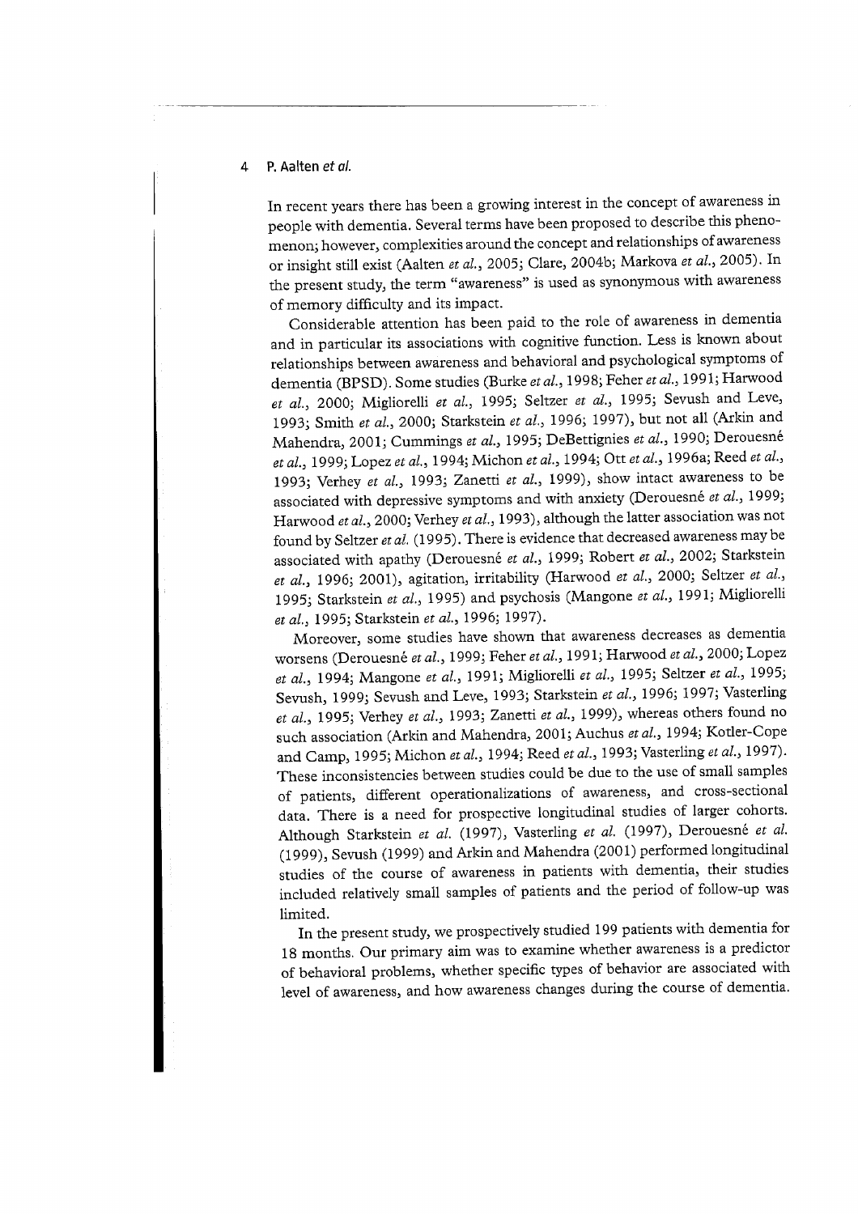In recent years there has been a growing interest in the concept of awareness in people with dementia. Several terms have been proposed to describe this phenomenon; however, complexities around the concept and relationships of awareness or insight still exist (Aalten *et al.*, 2005; Clare, 2004b; Markova *et al.*, 2005). In the present study, the term "awareness" is used as synonymous with awareness of memory difficulty and its impact.

Considerable attention has been paid to the role of awareness in dementia and in particular its associations with cognitive function. Less is known about relationships between awareness and behavioral and psychological symptoms of dementia (BPSD). Some studies (Burke *et al.*, 1998; Feher *et al.*, 1991; Harwood *et al.*, 2000; Migliorelli *et al.*, 1995; Seltzer *et al.*, 1995; Sevush and Leve, 1993; Smith *et al.*, 2000; Starkstein *et al.*, 1996; 1997), but not all (Arkin and Mahendra, 2001; Cummings *et al.*, 1995; DeBettignies *et al.*, 1990; Derouesné *et al.*, 1999; Lopez *et al.*, 1994; Michon *et al.*, 1994; Ott *et al.*, 1996a; Reed *et al.*, 1993; Verhey *et al.*, 1993; Zanetti *et al.*, 1999), show intact awareness to be associated with depressive symptoms and with anxiety (Derouesné *et al.*, 1999; Harwood *et al.*, 2000; Verhey *et al.*, 1993), although the latter association was not found by Seltzer *et al.* (1995). There is evidence that decreased awareness may be associated with apathy (Derouesné *et al.*, 1999; Robert *et al.*, 2002; Starkstein *et al.*, 1996; 2001), agitation, irritability (Harwood *et al.*, 2000; Seltzer *et al.*, 1995; Starkstein *et al.*, 1995) and psychosis (Mangone *et al.*, 1991; Migliorelli *et al.*, 1995; Starkstein *et al.*, 1996; 1997).

Moreover, some studies have shown that awareness decreases as dementia worsens (Derouesné *et al.*, 1999; Feher *et al.*, 1991; Harwood *et al.*, 2000; Lopez *et al.*, 1994; Mangone *et al.*, 1991; Migliorelli *et al.*, 1995; Seltzer *et al.*, 1995; Sevush, 1999; Sevush and Leve, 1993; Starkstein *et al.*, 1996; 1997; Vasterling *et al.*, 1995; Verhey *et al.*, 1993; Zanetti *et al.*, 1999), whereas others found no such association (Arkin and Mahendra, 2001; Auchus *et al.*, 1994; Kotler-Cope and Camp, 1995; Michon *et al.*, 1994; Reed *et al.*, 1993; Vasterling *et al.*, 1997). These inconsistencies between studies could be due to the use of small samples of patients, different operationalizations of awareness, and cross-sectional data. There is a need for prospective longitudinal studies of larger cohorts. Although Starkstein *et al.* (1997), Vasterling *et al.* (1997), Derouesné *et al.* (1999), Sevush (1999) and Arkin and Mahendra (2001) performed longitudinal studies of the course of awareness in patients with dementia, their studies included relatively small samples of patients and the period of follow-up was limited.

In the present study, we prospectively studied 199 patients with dementia for 18 months. Our primary aim was to examine whether awareness is a predictor of behavioral problems, whether specific types of behavior are associated with level of awareness, and how awareness changes during the course of dementia.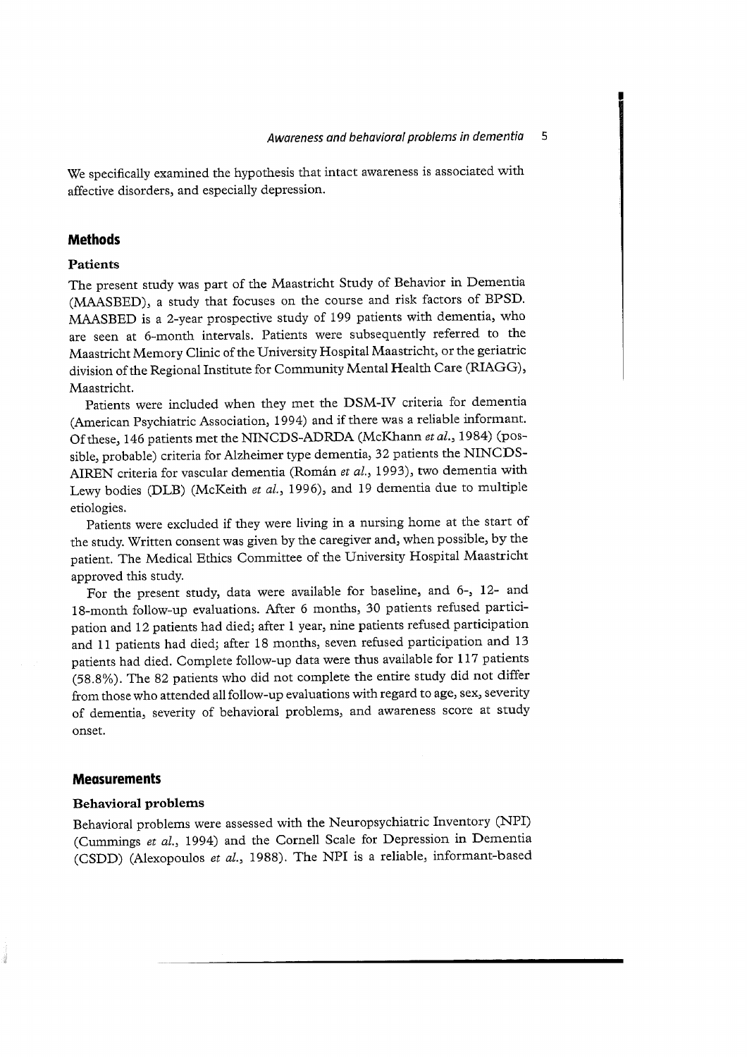We specifically examined the hypothesis that intact awareness is associated with affective disorders, and especially depression.

## Methods

### Patients

The present study was part of the Maastricht Study of Behavior in Dementia (MAASBED), a study that focuses on the course and risk factors of BPSD. MAASBED is a 2-year prospective study of 199 patients with dementia, who are seen at 6-month intervals. Patients were subsequently referred to the Maastricht Memory Clinic of the University Hospital Maastricht, or the geriatric division of the Regional Institute for Community Mental Health Care (RIAGG), Maastricht.

Patients were included when they met the DSM-IV criteria for dementia (American Psychiatric Association, 1994) and if there was a reliable informant. Of these, 146 patients met the NINCDS-ADRDA (McKhann *et al.*, 1984) (possible, probable) criteria for Alzheimer type dementia, 32 patients the NINCDS-AIREN criteria for vascular dementia (Román *et al.*, 1993), two dementia with Lewy bodies (DLB) (McKeith *et al.*, 1996), and 19 dementia due to multiple etiologies.

Patients were excluded if they were living in a nursing home at the start of the study. Written consent was given by the caregiver and, when possible, by the patient. The Medical Ethics Committee of the University Hospital Maastricht approved this study.

For the present study, data were available for baseline, and 6-, 12- and 18-month follow-up evaluations. After 6 months, 30 patients refused participation and 12 patients had died; after 1 year, nine patients refused participation and 11 patients had died; after 18 months, seven refused participation and 13 patients had died. Complete follow-up data were thus available for 117 patients (58.8%). The 82 patients who did not complete the entire study did not differ from those who attended all follow-up evaluations with regard to age, sex, severity of dementia, severity of behavioral problems, and awareness score at study onset.

## Measurements

### Behavioral problems

Behavioral problems were assessed with the Neuropsychiatric Inventory (NPI) (Cummings *et al.*, 1994) and the Cornell Scale for Depression in Dementia (CSDD) (Alexopoulos *et al.*, 1988). The NPI is a reliable, informant-based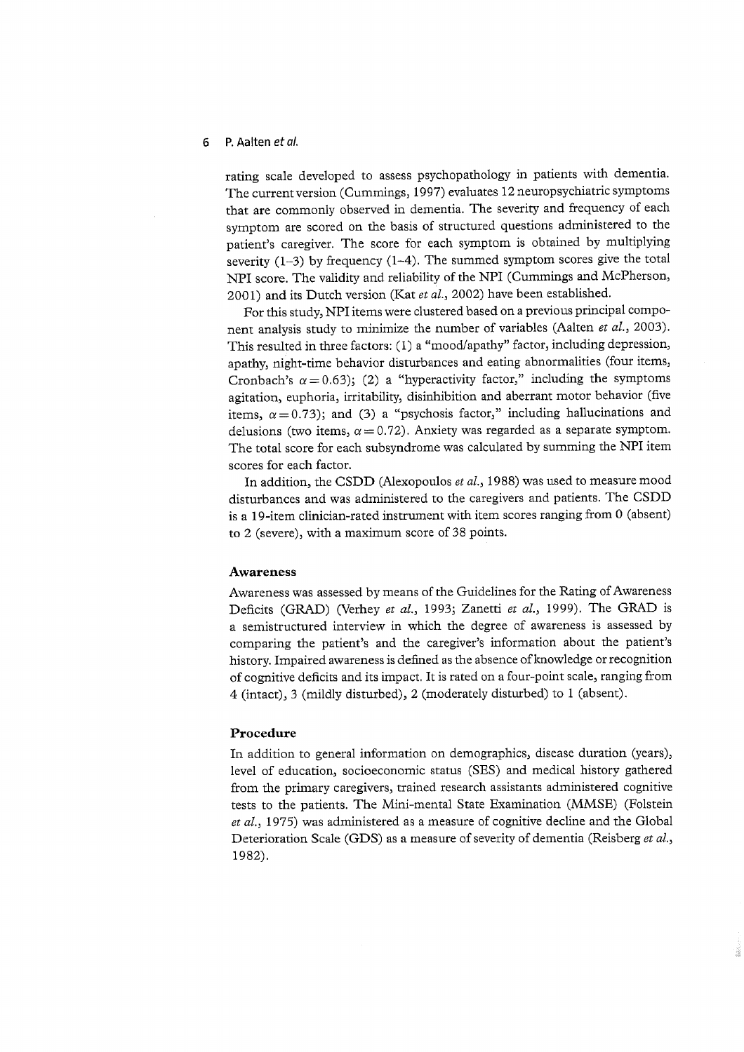rating scale developed to assess psychopathology in patients with dementia. The current version (Cummings, 1997) evaluates 12 neuropsychiatric symptoms that are commonly observed in dementia. The severity and frequency of each symptom are scored on the basis of structured questions administered to the patient's caregiver. The score for each symptom is obtained by multiplying severity (1–3) by frequency (1–4). The summed symptom scores give the total NPI score. The validity and reliability of the NPI (Cummings and McPherson, 2001) and its Dutch version (Kat *et al.*, 2002) have been established.

For this study, NPI items were clustered based on a previous principal component analysis study to minimize the number of variables (Aalten *et al.*, 2003). This resulted in three factors: (1) a "mood/apathy" factor, including depression, apathy, night-time behavior disturbances and eating abnormalities (four items, Cronbach's $\alpha = 0.63$); (2) a "hyperactivity factor," including the symptoms agitation, euphoria, irritability, disinhibition and aberrant motor behavior (five items, $\alpha = 0.73$); and (3) a "psychosis factor," including hallucinations and delusions (two items, $\alpha = 0.72$). Anxiety was regarded as a separate symptom. The total score for each subsyndrome was calculated by summing the NPI item scores for each factor.

In addition, the CSDD (Alexopoulos *et al.*, 1988) was used to measure mood disturbances and was administered to the caregivers and patients. The CSDD is a 19-item clinician-rated instrument with item scores ranging from 0 (absent) to 2 (severe), with a maximum score of 38 points.

### Awareness

Awareness was assessed by means of the Guidelines for the Rating of Awareness Deficits (GRAD) (Verhey *et al.*, 1993; Zanetti *et al.*, 1999). The GRAD is a semistructured interview in which the degree of awareness is assessed by comparing the patient's and the caregiver's information about the patient's history. Impaired awareness is defined as the absence of knowledge or recognition of cognitive deficits and its impact. It is rated on a four-point scale, ranging from 4 (intact), 3 (mildly disturbed), 2 (moderately disturbed) to 1 (absent).

### Procedure

In addition to general information on demographics, disease duration (years), level of education, socioeconomic status (SES) and medical history gathered from the primary caregivers, trained research assistants administered cognitive tests to the patients. The Mini-mental State Examination (MMSE) (Folstein *et al.*, 1975) was administered as a measure of cognitive decline and the Global Deterioration Scale (GDS) as a measure of severity of dementia (Reisberg *et al.*, 1982).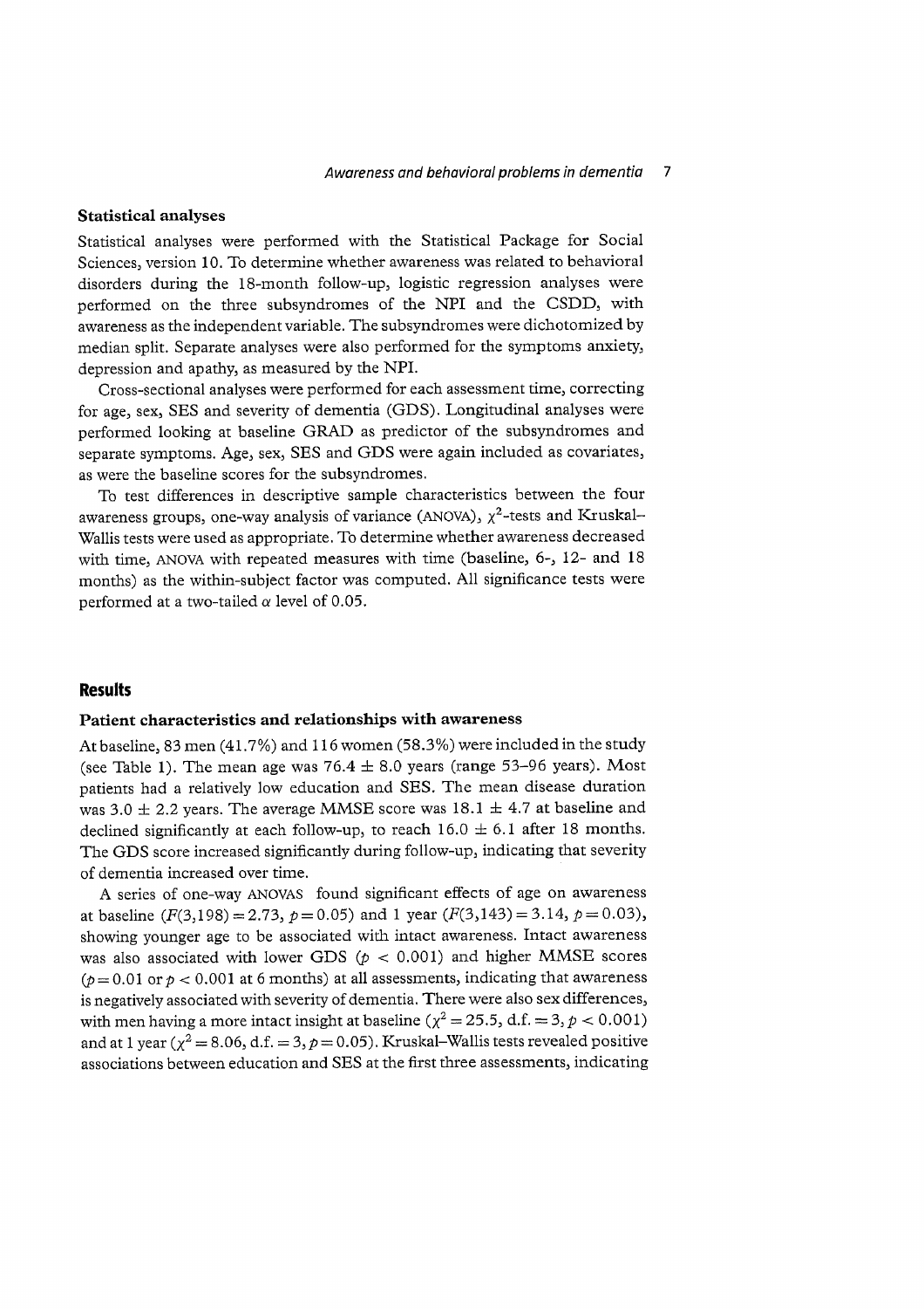### Statistical analyses

Statistical analyses were performed with the Statistical Package for Social Sciences, version 10. To determine whether awareness was related to behavioral disorders during the 18-month follow-up, logistic regression analyses were performed on the three subsyndromes of the NPI and the CSDD, with awareness as the independent variable. The subsyndromes were dichotomized by median split. Separate analyses were also performed for the symptoms anxiety, depression and apathy, as measured by the NPI.

Cross-sectional analyses were performed for each assessment time, correcting for age, sex, SES and severity of dementia (GDS). Longitudinal analyses were performed looking at baseline GRAD as predictor of the subsyndromes and separate symptoms. Age, sex, SES and GDS were again included as covariates, as were the baseline scores for the subsyndromes.

To test differences in descriptive sample characteristics between the four awareness groups, one-way analysis of variance (ANOVA), $\chi^2$-tests and Kruskal–Wallis tests were used as appropriate. To determine whether awareness decreased with time, ANOVA with repeated measures with time (baseline, 6-, 12- and 18 months) as the within-subject factor was computed. All significance tests were performed at a two-tailed $\alpha$ level of 0.05.

## Results

### Patient characteristics and relationships with awareness

At baseline, 83 men (41.7%) and 116 women (58.3%) were included in the study (see Table 1). The mean age was 76.4 $\pm$ 8.0 years (range 53–96 years). Most patients had a relatively low education and SES. The mean disease duration was 3.0 $\pm$ 2.2 years. The average MMSE score was 18.1 $\pm$ 4.7 at baseline and declined significantly at each follow-up, to reach 16.0 $\pm$ 6.1 after 18 months. The GDS score increased significantly during follow-up, indicating that severity of dementia increased over time.

A series of one-way ANOVAS found significant effects of age on awareness at baseline ($F(3,198) = 2.73$, $p = 0.05$) and 1 year ($F(3,143) = 3.14$, $p = 0.03$), showing younger age to be associated with intact awareness. Intact awareness was also associated with lower GDS ($p < 0.001$) and higher MMSE scores ($p = 0.01$ or $p < 0.001$ at 6 months) at all assessments, indicating that awareness is negatively associated with severity of dementia. There were also sex differences, with men having a more intact insight at baseline ($\chi^2 = 25.5$, d.f. $= 3$, $p < 0.001$) and at 1 year ($\chi^2 = 8.06$, d.f. $= 3$, $p = 0.05$). Kruskal–Wallis tests revealed positive associations between education and SES at the first three assessments, indicating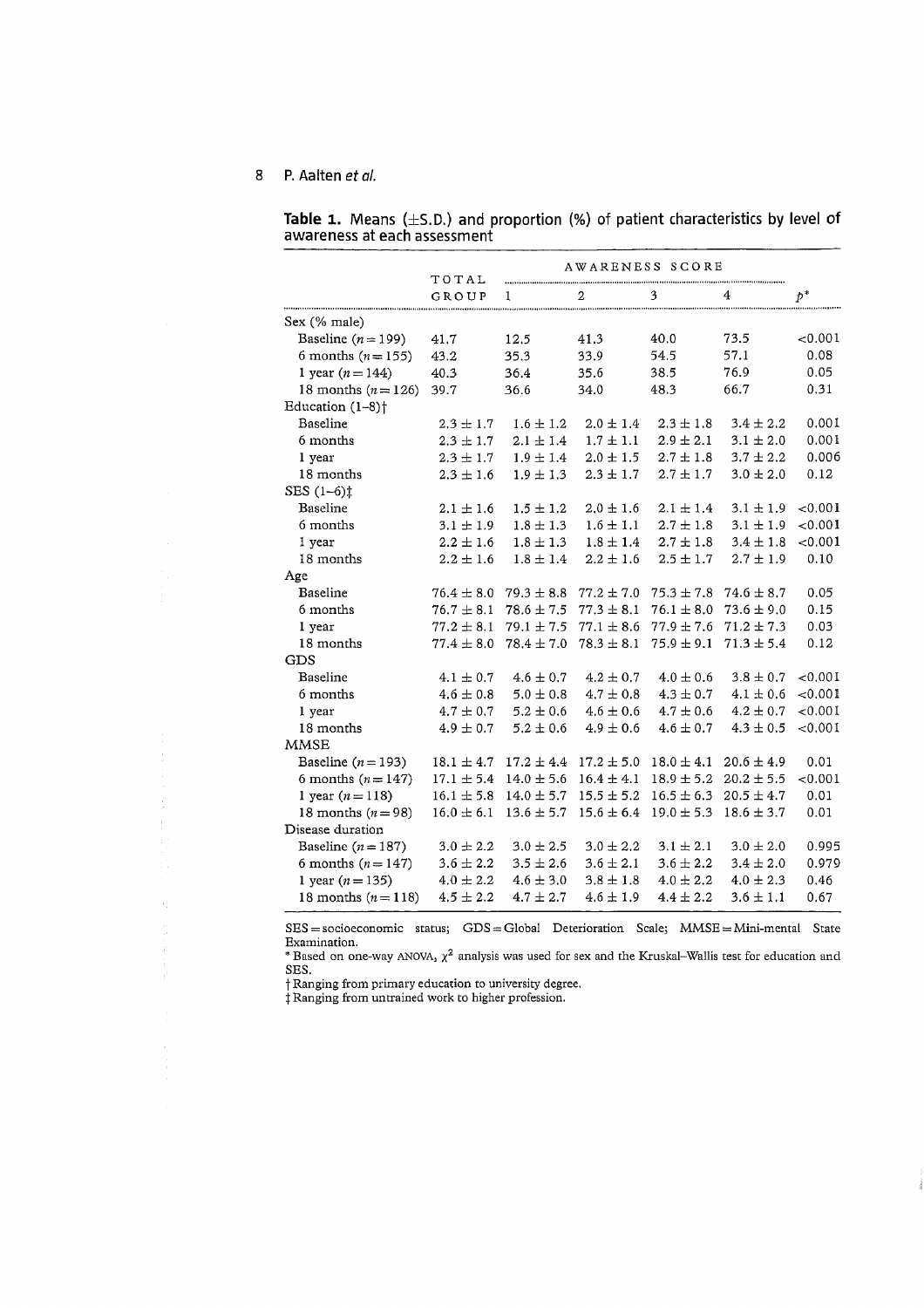**Table 1.** Means (±S.D.) and proportion (%) of patient characteristics by level of awareness at each assessment

| | TOTAL GROUP | AWARENESS SCORE | | | | $p$* |
|---|---|---|---|---|---|---|
| | | 1 | 2 | 3 | 4 | |
| Sex (% male) | | | | | | |
| Baseline ($n = 199$) | 41.7 | 12.5 | 41.3 | 40.0 | 73.5 | <0.001 |
| 6 months ($n = 155$) | 43.2 | 35.3 | 33.9 | 54.5 | 57.1 | 0.08 |
| 1 year ($n = 144$) | 40.3 | 36.4 | 35.6 | 38.5 | 76.9 | 0.05 |
| 18 months ($n = 126$) | 39.7 | 36.6 | 34.0 | 48.3 | 66.7 | 0.31 |
| Education (1–8)† | | | | | | |
| Baseline | 2.3 ± 1.7 | 1.6 ± 1.2 | 2.0 ± 1.4 | 2.3 ± 1.8 | 3.4 ± 2.2 | 0.001 |
| 6 months | 2.3 ± 1.7 | 2.1 ± 1.4 | 1.7 ± 1.1 | 2.9 ± 2.1 | 3.1 ± 2.0 | 0.001 |
| 1 year | 2.3 ± 1.7 | 1.9 ± 1.4 | 2.0 ± 1.5 | 2.7 ± 1.8 | 3.7 ± 2.2 | 0.006 |
| 18 months | 2.3 ± 1.6 | 1.9 ± 1.3 | 2.3 ± 1.7 | 2.7 ± 1.7 | 3.0 ± 2.0 | 0.12 |
| SES (1–6)‡ | | | | | | |
| Baseline | 2.1 ± 1.6 | 1.5 ± 1.2 | 2.0 ± 1.6 | 2.1 ± 1.4 | 3.1 ± 1.9 | <0.001 |
| 6 months | 3.1 ± 1.9 | 1.8 ± 1.3 | 1.6 ± 1.1 | 2.7 ± 1.8 | 3.1 ± 1.9 | <0.001 |
| 1 year | 2.2 ± 1.6 | 1.8 ± 1.3 | 1.8 ± 1.4 | 2.7 ± 1.8 | 3.4 ± 1.8 | <0.001 |
| 18 months | 2.2 ± 1.6 | 1.8 ± 1.4 | 2.2 ± 1.6 | 2.5 ± 1.7 | 2.7 ± 1.9 | 0.10 |
| Age | | | | | | |
| Baseline | 76.4 ± 8.0 | 79.3 ± 8.8 | 77.2 ± 7.0 | 75.3 ± 7.8 | 74.6 ± 8.7 | 0.05 |
| 6 months | 76.7 ± 8.1 | 78.6 ± 7.5 | 77.3 ± 8.1 | 76.1 ± 8.0 | 73.6 ± 9.0 | 0.15 |
| 1 year | 77.2 ± 8.1 | 79.1 ± 7.5 | 77.1 ± 8.6 | 77.9 ± 7.6 | 71.2 ± 7.3 | 0.03 |
| 18 months | 77.4 ± 8.0 | 78.4 ± 7.0 | 78.3 ± 8.1 | 75.9 ± 9.1 | 71.3 ± 5.4 | 0.12 |
| GDS | | | | | | |
| Baseline | 4.1 ± 0.7 | 4.6 ± 0.7 | 4.2 ± 0.7 | 4.0 ± 0.6 | 3.8 ± 0.7 | <0.001 |
| 6 months | 4.6 ± 0.8 | 5.0 ± 0.8 | 4.7 ± 0.8 | 4.3 ± 0.7 | 4.1 ± 0.6 | <0.001 |
| 1 year | 4.7 ± 0.7 | 5.2 ± 0.6 | 4.6 ± 0.6 | 4.7 ± 0.6 | 4.2 ± 0.7 | <0.001 |
| 18 months | 4.9 ± 0.7 | 5.2 ± 0.6 | 4.9 ± 0.6 | 4.6 ± 0.7 | 4.3 ± 0.5 | <0.001 |
| MMSE | | | | | | |
| Baseline ($n = 193$) | 18.1 ± 4.7 | 17.2 ± 4.4 | 17.2 ± 5.0 | 18.0 ± 4.1 | 20.6 ± 4.9 | 0.01 |
| 6 months ($n = 147$) | 17.1 ± 5.4 | 14.0 ± 5.6 | 16.4 ± 4.1 | 18.9 ± 5.2 | 20.2 ± 5.5 | <0.001 |
| 1 year ($n = 118$) | 16.1 ± 5.8 | 14.0 ± 5.7 | 15.5 ± 5.2 | 16.5 ± 6.3 | 20.5 ± 4.7 | 0.01 |
| 18 months ($n = 98$) | 16.0 ± 6.1 | 13.6 ± 5.7 | 15.6 ± 6.4 | 19.0 ± 5.3 | 18.6 ± 3.7 | 0.01 |
| Disease duration | | | | | | |
| Baseline ($n = 187$) | 3.0 ± 2.2 | 3.0 ± 2.5 | 3.0 ± 2.2 | 3.1 ± 2.1 | 3.0 ± 2.0 | 0.995 |
| 6 months ($n = 147$) | 3.6 ± 2.2 | 3.5 ± 2.6 | 3.6 ± 2.1 | 3.6 ± 2.2 | 3.4 ± 2.0 | 0.979 |
| 1 year ($n = 135$) | 4.0 ± 2.2 | 4.6 ± 3.0 | 3.8 ± 1.8 | 4.0 ± 2.2 | 4.0 ± 2.3 | 0.46 |
| 18 months ($n = 118$) | 4.5 ± 2.2 | 4.7 ± 2.7 | 4.6 ± 1.9 | 4.4 ± 2.2 | 3.6 ± 1.1 | 0.67 |

SES = socioeconomic status; GDS = Global Deterioration Scale; MMSE = Mini-mental State Examination.

* Based on one-way ANOVA, $\chi^2$ analysis was used for sex and the Kruskal–Wallis test for education and SES.

† Ranging from primary education to university degree.

‡ Ranging from untrained work to higher profession.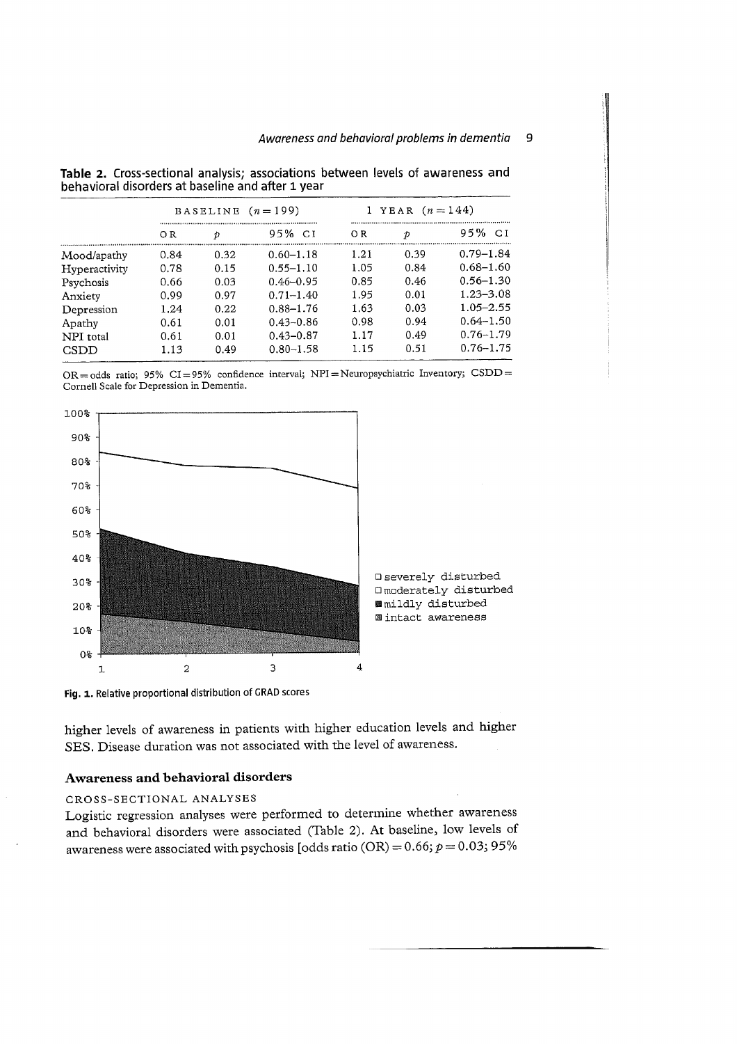**Table 2.** Cross-sectional analysis; associations between levels of awareness and behavioral disorders at baseline and after 1 year

| | BASELINE ($n = 199$) | | | 1 YEAR ($n = 144$) | | |
|---|---|---|---|---|---|---|
| | OR | $p$ | 95% CI | OR | $p$ | 95% CI |
| Mood/apathy | 0.84 | 0.32 | 0.60–1.18 | 1.21 | 0.39 | 0.79–1.84 |
| Hyperactivity | 0.78 | 0.15 | 0.55–1.10 | 1.05 | 0.84 | 0.68–1.60 |
| Psychosis | 0.66 | 0.03 | 0.46–0.95 | 0.85 | 0.46 | 0.56–1.30 |
| Anxiety | 0.99 | 0.97 | 0.71–1.40 | 1.95 | 0.01 | 1.23–3.08 |
| Depression | 1.24 | 0.22 | 0.88–1.76 | 1.63 | 0.03 | 1.05–2.55 |
| Apathy | 0.61 | 0.01 | 0.43–0.86 | 0.98 | 0.94 | 0.64–1.50 |
| NPI total | 0.61 | 0.01 | 0.43–0.87 | 1.17 | 0.49 | 0.76–1.79 |
| CSDD | 1.13 | 0.49 | 0.80–1.58 | 1.15 | 0.51 | 0.76–1.75 |

OR = odds ratio; 95% CI = 95% confidence interval; NPI = Neuropsychiatric Inventory; CSDD = Cornell Scale for Depression in Dementia.

**Fig. 1.** Relative proportional distribution of GRAD scores

higher levels of awareness in patients with higher education levels and higher SES. Disease duration was not associated with the level of awareness.

## Awareness and behavioral disorders

### CROSS-SECTIONAL ANALYSES

Logistic regression analyses were performed to determine whether awareness and behavioral disorders were associated (Table 2). At baseline, low levels of awareness were associated with psychosis [odds ratio (OR) = 0.66; $p = 0.03$; 95%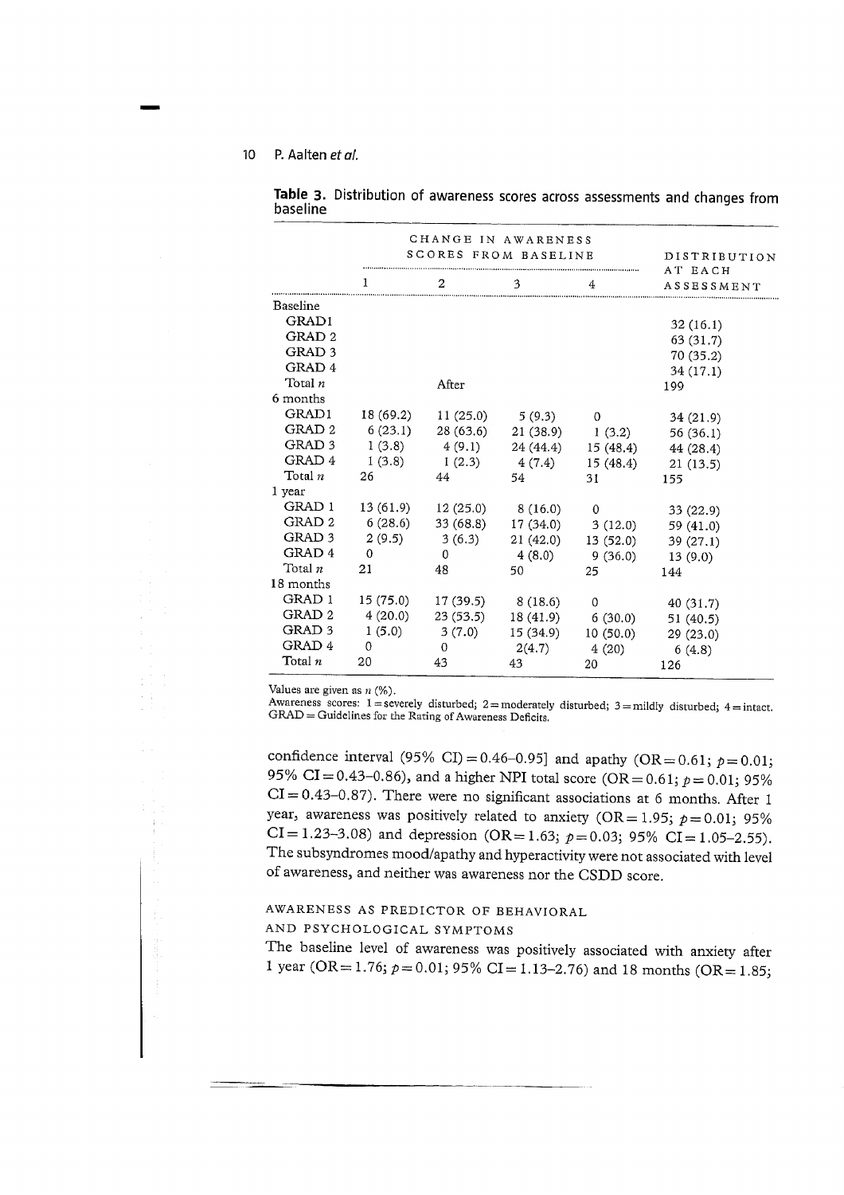**Table 3.** Distribution of awareness scores across assessments and changes from baseline

| | CHANGE IN AWARENESS SCORES FROM BASELINE | | | | DISTRIBUTION AT EACH ASSESSMENT |
|---|---|---|---|---|---|
| | 1 | 2 | 3 | 4 | |
| Baseline | | | | | |
| GRAD1 | | | | | 32 (16.1) |
| GRAD 2 | | | | | 63 (31.7) |
| GRAD 3 | | | | | 70 (35.2) |
| GRAD 4 | | | | | 34 (17.1) |
| Total *n* | | After | | | 199 |
| 6 months | | | | | |
| GRAD1 | 18 (69.2) | 11 (25.0) | 5 (9.3) | 0 | 34 (21.9) |
| GRAD 2 | 6 (23.1) | 28 (63.6) | 21 (38.9) | 1 (3.2) | 56 (36.1) |
| GRAD 3 | 1 (3.8) | 4 (9.1) | 24 (44.4) | 15 (48.4) | 44 (28.4) |
| GRAD 4 | 1 (3.8) | 1 (2.3) | 4 (7.4) | 15 (48.4) | 21 (13.5) |
| Total *n* | 26 | 44 | 54 | 31 | 155 |
| 1 year | | | | | |
| GRAD 1 | 13 (61.9) | 12 (25.0) | 8 (16.0) | 0 | 33 (22.9) |
| GRAD 2 | 6 (28.6) | 33 (68.8) | 17 (34.0) | 3 (12.0) | 59 (41.0) |
| GRAD 3 | 2 (9.5) | 3 (6.3) | 21 (42.0) | 13 (52.0) | 39 (27.1) |
| GRAD 4 | 0 | 0 | 4 (8.0) | 9 (36.0) | 13 (9.0) |
| Total *n* | 21 | 48 | 50 | 25 | 144 |
| 18 months | | | | | |
| GRAD 1 | 15 (75.0) | 17 (39.5) | 8 (18.6) | 0 | 40 (31.7) |
| GRAD 2 | 4 (20.0) | 23 (53.5) | 18 (41.9) | 6 (30.0) | 51 (40.5) |
| GRAD 3 | 1 (5.0) | 3 (7.0) | 15 (34.9) | 10 (50.0) | 29 (23.0) |
| GRAD 4 | 0 | 0 | 2(4.7) | 4 (20) | 6 (4.8) |
| Total *n* | 20 | 43 | 43 | 20 | 126 |

Values are given as *n* (%).
Awareness scores: 1 = severely disturbed; 2 = moderately disturbed; 3 = mildly disturbed; 4 = intact. GRAD = Guidelines for the Rating of Awareness Deficits.

confidence interval (95% CI) = 0.46–0.95] and apathy (OR = 0.61; $p = 0.01$; 95% CI = 0.43–0.86), and a higher NPI total score (OR = 0.61; $p = 0.01$; 95% CI = 0.43–0.87). There were no significant associations at 6 months. After 1 year, awareness was positively related to anxiety (OR = 1.95; $p = 0.01$; 95% CI = 1.23–3.08) and depression (OR = 1.63; $p = 0.03$; 95% CI = 1.05–2.55). The subsyndromes mood/apathy and hyperactivity were not associated with level of awareness, and neither was awareness nor the CSDD score.

### AWARENESS AS PREDICTOR OF BEHAVIORAL AND PSYCHOLOGICAL SYMPTOMS

The baseline level of awareness was positively associated with anxiety after 1 year (OR = 1.76; $p = 0.01$; 95% CI = 1.13–2.76) and 18 months (OR = 1.85;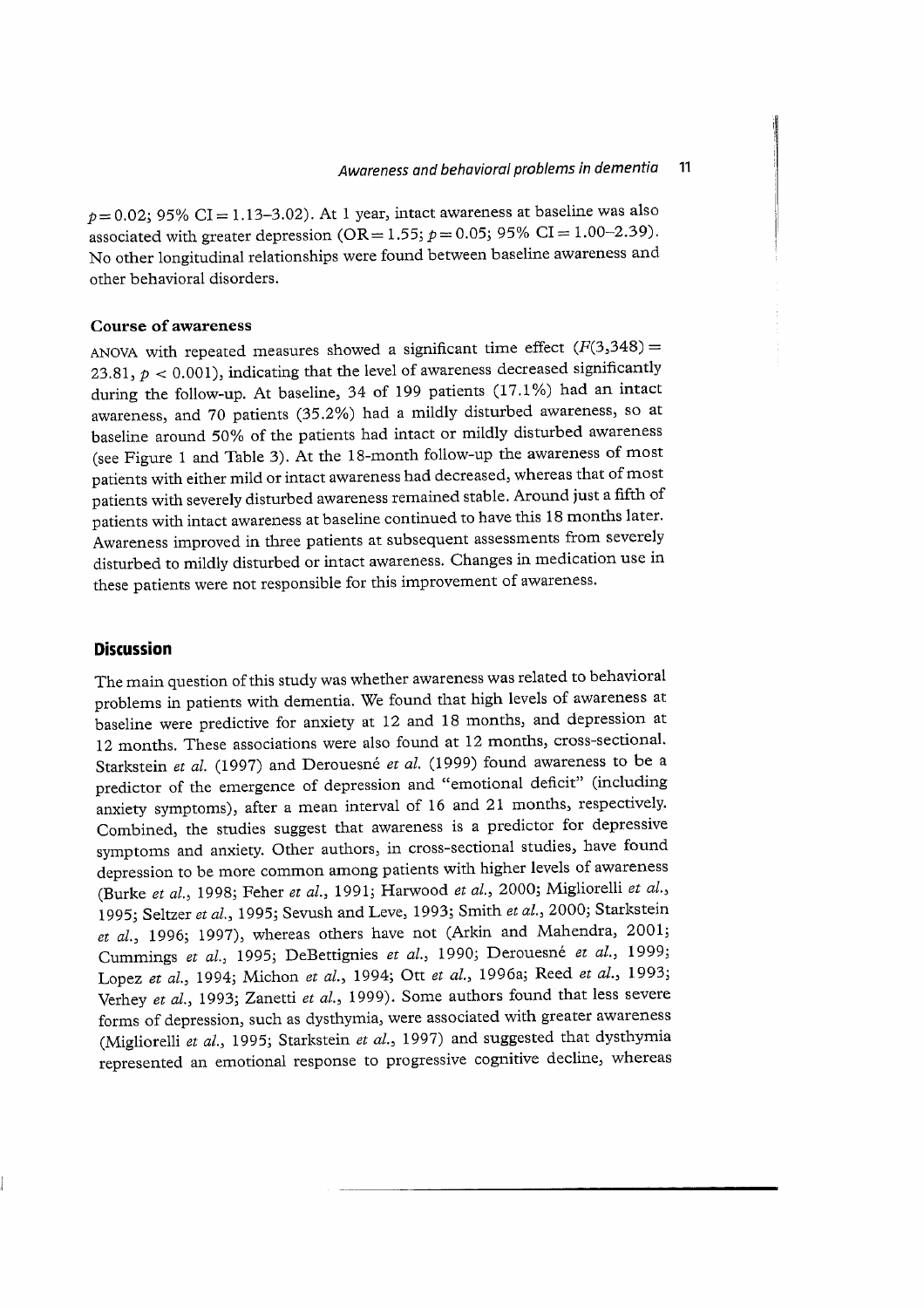$p = 0.02$; 95% CI = 1.13–3.02). At 1 year, intact awareness at baseline was also associated with greater depression (OR = 1.55; $p = 0.05$; 95% CI = 1.00–2.39). No other longitudinal relationships were found between baseline awareness and other behavioral disorders.

### Course of awareness

ANOVA with repeated measures showed a significant time effect ($F(3,348) = 23.81$, $p < 0.001$), indicating that the level of awareness decreased significantly during the follow-up. At baseline, 34 of 199 patients (17.1%) had an intact awareness, and 70 patients (35.2%) had a mildly disturbed awareness, so at baseline around 50% of the patients had intact or mildly disturbed awareness (see Figure 1 and Table 3). At the 18-month follow-up the awareness of most patients with either mild or intact awareness had decreased, whereas that of most patients with severely disturbed awareness remained stable. Around just a fifth of patients with intact awareness at baseline continued to have this 18 months later. Awareness improved in three patients at subsequent assessments from severely disturbed to mildly disturbed or intact awareness. Changes in medication use in these patients were not responsible for this improvement of awareness.

## Discussion

The main question of this study was whether awareness was related to behavioral problems in patients with dementia. We found that high levels of awareness at baseline were predictive for anxiety at 12 and 18 months, and depression at 12 months. These associations were also found at 12 months, cross-sectional. Starkstein *et al.* (1997) and Derouesné *et al.* (1999) found awareness to be a predictor of the emergence of depression and "emotional deficit" (including anxiety symptoms), after a mean interval of 16 and 21 months, respectively. Combined, the studies suggest that awareness is a predictor for depressive symptoms and anxiety. Other authors, in cross-sectional studies, have found depression to be more common among patients with higher levels of awareness (Burke *et al.*, 1998; Feher *et al.*, 1991; Harwood *et al.*, 2000; Migliorelli *et al.*, 1995; Seltzer *et al.*, 1995; Sevush and Leve, 1993; Smith *et al.*, 2000; Starkstein *et al.*, 1996; 1997), whereas others have not (Arkin and Mahendra, 2001; Cummings *et al.*, 1995; DeBettignies *et al.*, 1990; Derouesné *et al.*, 1999; Lopez *et al.*, 1994; Michon *et al.*, 1994; Ott *et al.*, 1996a; Reed *et al.*, 1993; Verhey *et al.*, 1993; Zanetti *et al.*, 1999). Some authors found that less severe forms of depression, such as dysthymia, were associated with greater awareness (Migliorelli *et al.*, 1995; Starkstein *et al.*, 1997) and suggested that dysthymia represented an emotional response to progressive cognitive decline, whereas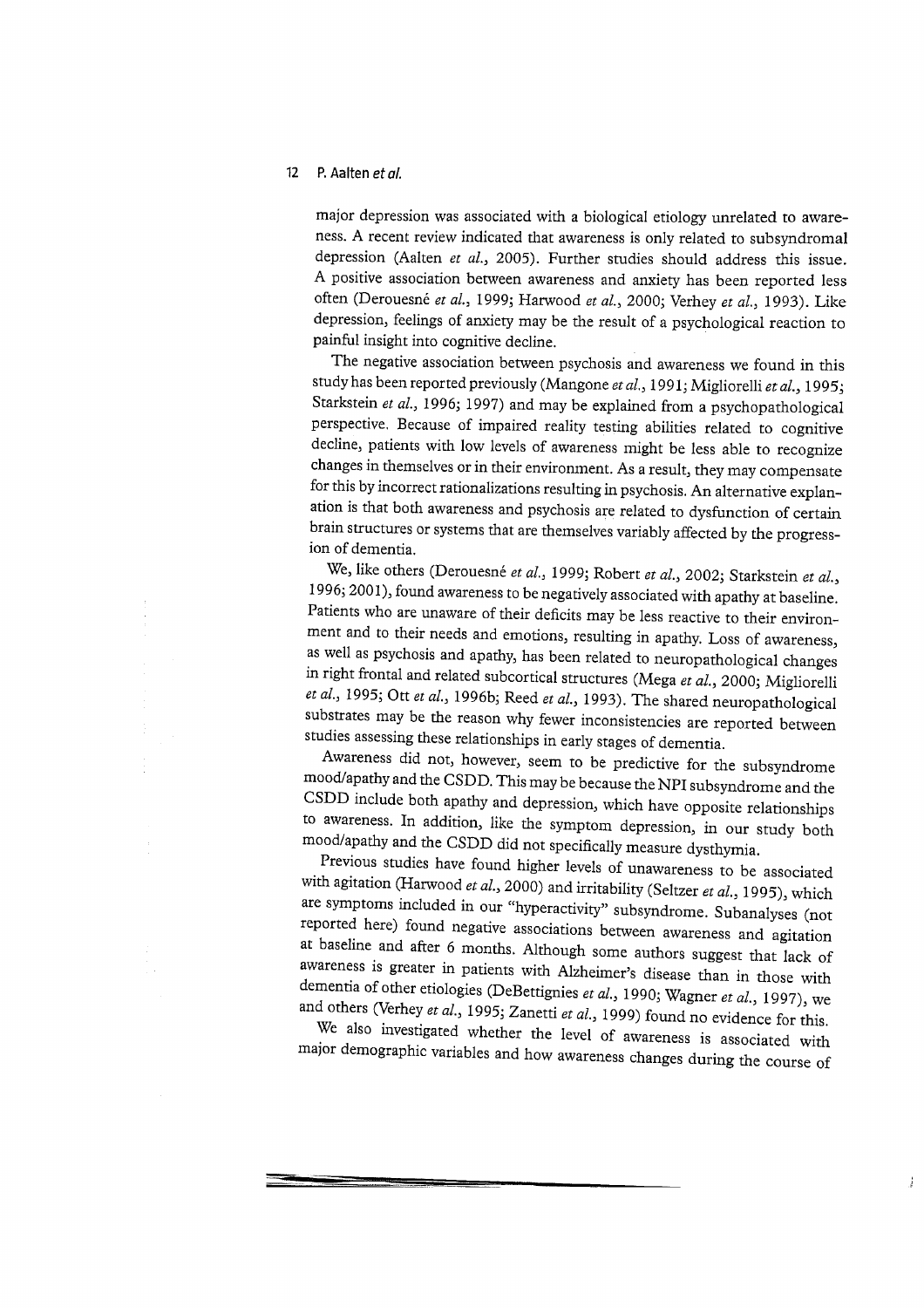major depression was associated with a biological etiology unrelated to awareness. A recent review indicated that awareness is only related to subsyndromal depression (Aalten *et al.*, 2005). Further studies should address this issue. A positive association between awareness and anxiety has been reported less often (Derouesné *et al.*, 1999; Harwood *et al.*, 2000; Verhey *et al.*, 1993). Like depression, feelings of anxiety may be the result of a psychological reaction to painful insight into cognitive decline.

The negative association between psychosis and awareness we found in this study has been reported previously (Mangone *et al.*, 1991; Migliorelli *et al.*, 1995; Starkstein *et al.*, 1996; 1997) and may be explained from a psychopathological perspective. Because of impaired reality testing abilities related to cognitive decline, patients with low levels of awareness might be less able to recognize changes in themselves or in their environment. As a result, they may compensate for this by incorrect rationalizations resulting in psychosis. An alternative explanation is that both awareness and psychosis are related to dysfunction of certain brain structures or systems that are themselves variably affected by the progression of dementia.

We, like others (Derouesné *et al.*, 1999; Robert *et al.*, 2002; Starkstein *et al.*, 1996; 2001), found awareness to be negatively associated with apathy at baseline. Patients who are unaware of their deficits may be less reactive to their environment and to their needs and emotions, resulting in apathy. Loss of awareness, as well as psychosis and apathy, has been related to neuropathological changes in right frontal and related subcortical structures (Mega *et al.*, 2000; Migliorelli *et al.*, 1995; Ott *et al.*, 1996b; Reed *et al.*, 1993). The shared neuropathological substrates may be the reason why fewer inconsistencies are reported between studies assessing these relationships in early stages of dementia.

Awareness did not, however, seem to be predictive for the subsyndrome mood/apathy and the CSDD. This may be because the NPI subsyndrome and the CSDD include both apathy and depression, which have opposite relationships to awareness. In addition, like the symptom depression, in our study both mood/apathy and the CSDD did not specifically measure dysthymia.

Previous studies have found higher levels of unawareness to be associated with agitation (Harwood *et al.*, 2000) and irritability (Seltzer *et al.*, 1995), which are symptoms included in our "hyperactivity" subsyndrome. Subanalyses (not reported here) found negative associations between awareness and agitation at baseline and after 6 months. Although some authors suggest that lack of awareness is greater in patients with Alzheimer's disease than in those with dementia of other etiologies (DeBettignies *et al.*, 1990; Wagner *et al.*, 1997), we and others (Verhey *et al.*, 1995; Zanetti *et al.*, 1999) found no evidence for this.

We also investigated whether the level of awareness is associated with major demographic variables and how awareness changes during the course of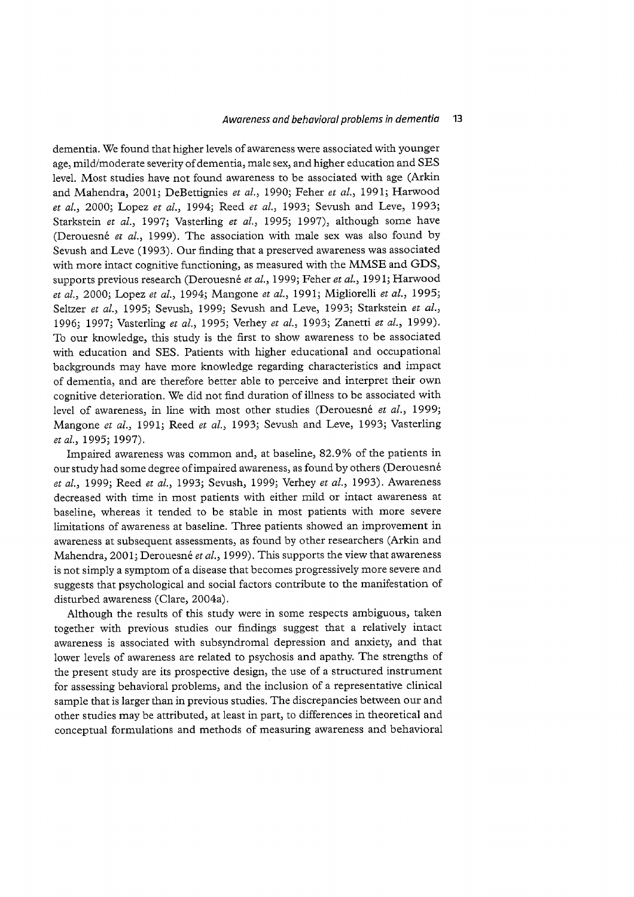dementia. We found that higher levels of awareness were associated with younger age, mild/moderate severity of dementia, male sex, and higher education and SES level. Most studies have not found awareness to be associated with age (Arkin and Mahendra, 2001; DeBettignies *et al.*, 1990; Feher *et al.*, 1991; Harwood *et al.*, 2000; Lopez *et al.*, 1994; Reed *et al.*, 1993; Sevush and Leve, 1993; Starkstein *et al.*, 1997; Vasterling *et al.*, 1995; 1997), although some have (Derouesné *et al.*, 1999). The association with male sex was also found by Sevush and Leve (1993). Our finding that a preserved awareness was associated with more intact cognitive functioning, as measured with the MMSE and GDS, supports previous research (Derouesné *et al.*, 1999; Feher *et al.*, 1991; Harwood *et al.*, 2000; Lopez *et al.*, 1994; Mangone *et al.*, 1991; Migliorelli *et al.*, 1995; Seltzer *et al.*, 1995; Sevush, 1999; Sevush and Leve, 1993; Starkstein *et al.*, 1996; 1997; Vasterling *et al.*, 1995; Verhey *et al.*, 1993; Zanetti *et al.*, 1999). To our knowledge, this study is the first to show awareness to be associated with education and SES. Patients with higher educational and occupational backgrounds may have more knowledge regarding characteristics and impact of dementia, and are therefore better able to perceive and interpret their own cognitive deterioration. We did not find duration of illness to be associated with level of awareness, in line with most other studies (Derouesné *et al.*, 1999; Mangone *et al.*, 1991; Reed *et al.*, 1993; Sevush and Leve, 1993; Vasterling *et al.*, 1995; 1997).

Impaired awareness was common and, at baseline, 82.9% of the patients in our study had some degree of impaired awareness, as found by others (Derouesné *et al.*, 1999; Reed *et al.*, 1993; Sevush, 1999; Verhey *et al.*, 1993). Awareness decreased with time in most patients with either mild or intact awareness at baseline, whereas it tended to be stable in most patients with more severe limitations of awareness at baseline. Three patients showed an improvement in awareness at subsequent assessments, as found by other researchers (Arkin and Mahendra, 2001; Derouesné *et al.*, 1999). This supports the view that awareness is not simply a symptom of a disease that becomes progressively more severe and suggests that psychological and social factors contribute to the manifestation of disturbed awareness (Clare, 2004a).

Although the results of this study were in some respects ambiguous, taken together with previous studies our findings suggest that a relatively intact awareness is associated with subsyndromal depression and anxiety, and that lower levels of awareness are related to psychosis and apathy. The strengths of the present study are its prospective design, the use of a structured instrument for assessing behavioral problems, and the inclusion of a representative clinical sample that is larger than in previous studies. The discrepancies between our and other studies may be attributed, at least in part, to differences in theoretical and conceptual formulations and methods of measuring awareness and behavioral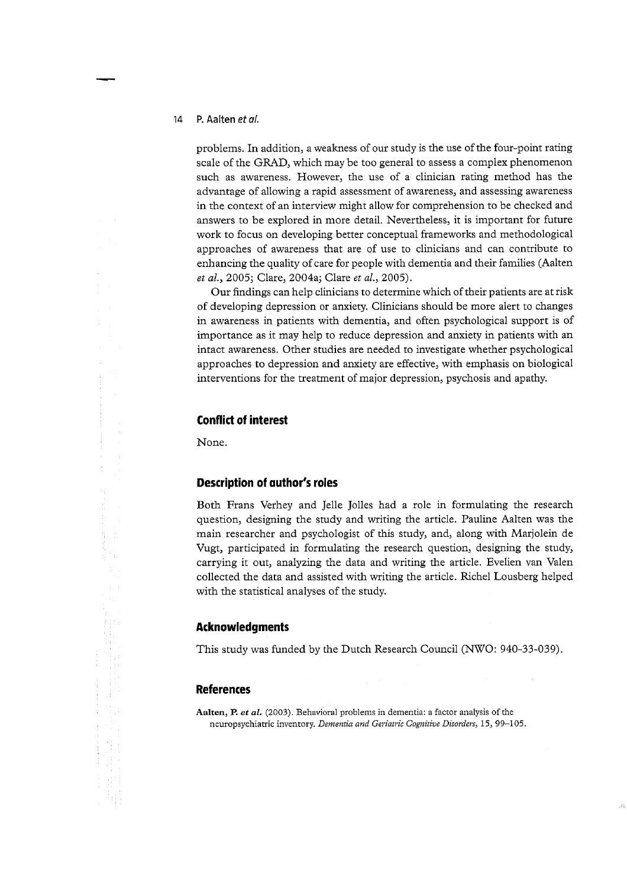problems. In addition, a weakness of our study is the use of the four-point rating scale of the GRAD, which may be too general to assess a complex phenomenon such as awareness. However, the use of a clinician rating method has the advantage of allowing a rapid assessment of awareness, and assessing awareness in the context of an interview might allow for comprehension to be checked and answers to be explored in more detail. Nevertheless, it is important for future work to focus on developing better conceptual frameworks and methodological approaches of awareness that are of use to clinicians and can contribute to enhancing the quality of care for people with dementia and their families (Aalten *et al.*, 2005; Clare, 2004a; Clare *et al.*, 2005).

Our findings can help clinicians to determine which of their patients are at risk of developing depression or anxiety. Clinicians should be more alert to changes in awareness in patients with dementia, and often psychological support is of importance as it may help to reduce depression and anxiety in patients with an intact awareness. Other studies are needed to investigate whether psychological approaches to depression and anxiety are effective, with emphasis on biological interventions for the treatment of major depression, psychosis and apathy.

## Conflict of interest

None.

## Description of author's roles

Both Frans Verhey and Jelle Jolles had a role in formulating the research question, designing the study and writing the article. Pauline Aalten was the main researcher and psychologist of this study, and, along with Marjolein de Vugt, participated in formulating the research question, designing the study, carrying it out, analyzing the data and writing the article. Evelien van Valen collected the data and assisted with writing the article. Richel Lousberg helped with the statistical analyses of the study.

## Acknowledgments

This study was funded by the Dutch Research Council (NWO: 940-33-039).

## References

**Aalten, P. *et al.*** (2003). Behavioral problems in dementia: a factor analysis of the neuropsychiatric inventory. *Dementia and Geriatric Cognitive Disorders*, 15, 99–105.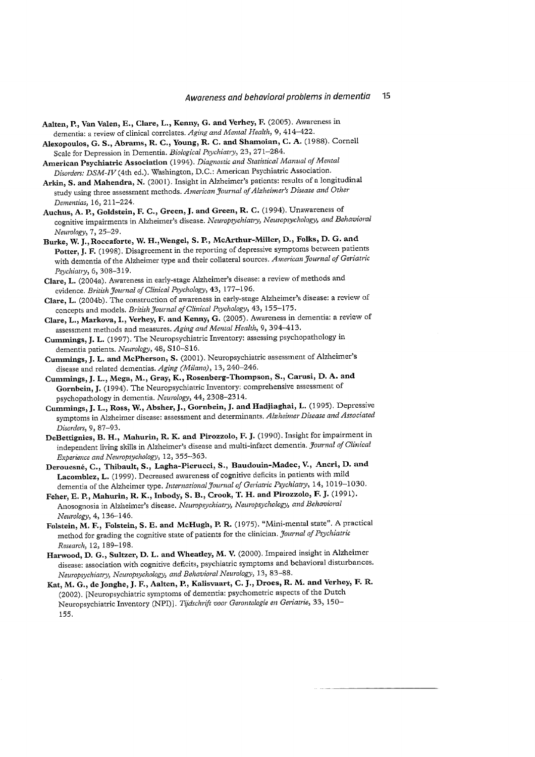**Aalten, P., Van Valen, E., Clare, L., Kenny, G. and Verhey, F.** (2005). Awareness in dementia: a review of clinical correlates. *Aging and Mental Health*, 9, 414–422.

**Alexopoulos, G. S., Abrams, R. C., Young, R. C. and Shamoian, C. A.** (1988). Cornell Scale for Depression in Dementia. *Biological Psychiatry*, 23, 271–284.

**American Psychiatric Association** (1994). *Diagnostic and Statistical Manual of Mental Disorders: DSM-IV* (4th ed.). Washington, D.C.: American Psychiatric Association.

**Arkin, S. and Mahendra, N.** (2001). Insight in Alzheimer's patients: results of a longitudinal study using three assessment methods. *American Journal of Alzheimer's Disease and Other Dementias*, 16, 211–224.

**Auchus, A. P., Goldstein, F. C., Green, J. and Green, R. C.** (1994). Unawareness of cognitive impairments in Alzheimer's disease. *Neuropsychiatry, Neuropsychology, and Behavioral Neurology*, 7, 25–29.

**Burke, W. J., Roccaforte, W. H., Wengel, S. P., McArthur-Miller, D., Folks, D. G. and Potter, J. F.** (1998). Disagreement in the reporting of depressive symptoms between patients with dementia of the Alzheimer type and their collateral sources. *American Journal of Geriatric Psychiatry*, 6, 308–319.

**Clare, L.** (2004a). Awareness in early-stage Alzheimer's disease: a review of methods and evidence. *British Journal of Clinical Psychology*, 43, 177–196.

**Clare, L.** (2004b). The construction of awareness in early-stage Alzheimer's disease: a review of concepts and models. *British Journal of Clinical Psychology*, 43, 155–175.

**Clare, L., Markova, I., Verhey, F. and Kenny, G.** (2005). Awareness in dementia: a review of assessment methods and measures. *Aging and Mental Health*, 9, 394–413.

**Cummings, J. L.** (1997). The Neuropsychiatric Inventory: assessing psychopathology in dementia patients. *Neurology*, 48, S10–S16.

**Cummings, J. L. and McPherson, S.** (2001). Neuropsychiatric assessment of Alzheimer's disease and related dementias. *Aging (Milano)*, 13, 240–246.

**Cummings, J. L., Mega, M., Gray, K., Rosenberg-Thompson, S., Carusi, D. A. and Gornbein, J.** (1994). The Neuropsychiatric Inventory: comprehensive assessment of psychopathology in dementia. *Neurology*, 44, 2308–2314.

**Cummings, J. L., Ross, W., Absher, J., Gornbein, J. and Hadjiaghai, L.** (1995). Depressive symptoms in Alzheimer disease: assessment and determinants. *Alzheimer Disease and Associated Disorders*, 9, 87–93.

**DeBettignies, B. H., Mahurin, R. K. and Pirozzolo, F. J.** (1990). Insight for impairment in independent living skills in Alzheimer's disease and multi-infarct dementia. *Journal of Clinical Experience and Neuropsychology*, 12, 355–363.

**Derouesné, C., Thibault, S., Lagha-Pierucci, S., Baudouin-Madec, V., Ancri, D. and Lacomblez, L.** (1999). Decreased awareness of cognitive deficits in patients with mild dementia of the Alzheimer type. *International Journal of Geriatric Psychiatry*, 14, 1019–1030.

**Feher, E. P., Mahurin, R. K., Inbody, S. B., Crook, T. H. and Pirozzolo, F. J.** (1991). Anosognosia in Alzheimer's disease. *Neuropsychiatry, Neuropsychology, and Behavioral Neurology*, 4, 136–146.

**Folstein, M. F., Folstein, S. E. and McHugh, P. R.** (1975). "Mini-mental state". A practical method for grading the cognitive state of patients for the clinician. *Journal of Psychiatric Research*, 12, 189–198.

**Harwood, D. G., Sultzer, D. L. and Wheatley, M. V.** (2000). Impaired insight in Alzheimer disease: association with cognitive deficits, psychiatric symptoms and behavioral disturbances. *Neuropsychiatry, Neuropsychology, and Behavioral Neurology*, 13, 83–88.

**Kat, M. G., de Jonghe, J. F., Aalten, P., Kalisvaart, C. J., Droes, R. M. and Verhey, F. R.** (2002). [Neuropsychiatric symptoms of dementia: psychometric aspects of the Dutch Neuropsychiatric Inventory (NPI)]. *Tijdschrift voor Gerontologie en Geriatrie*, 33, 150–155.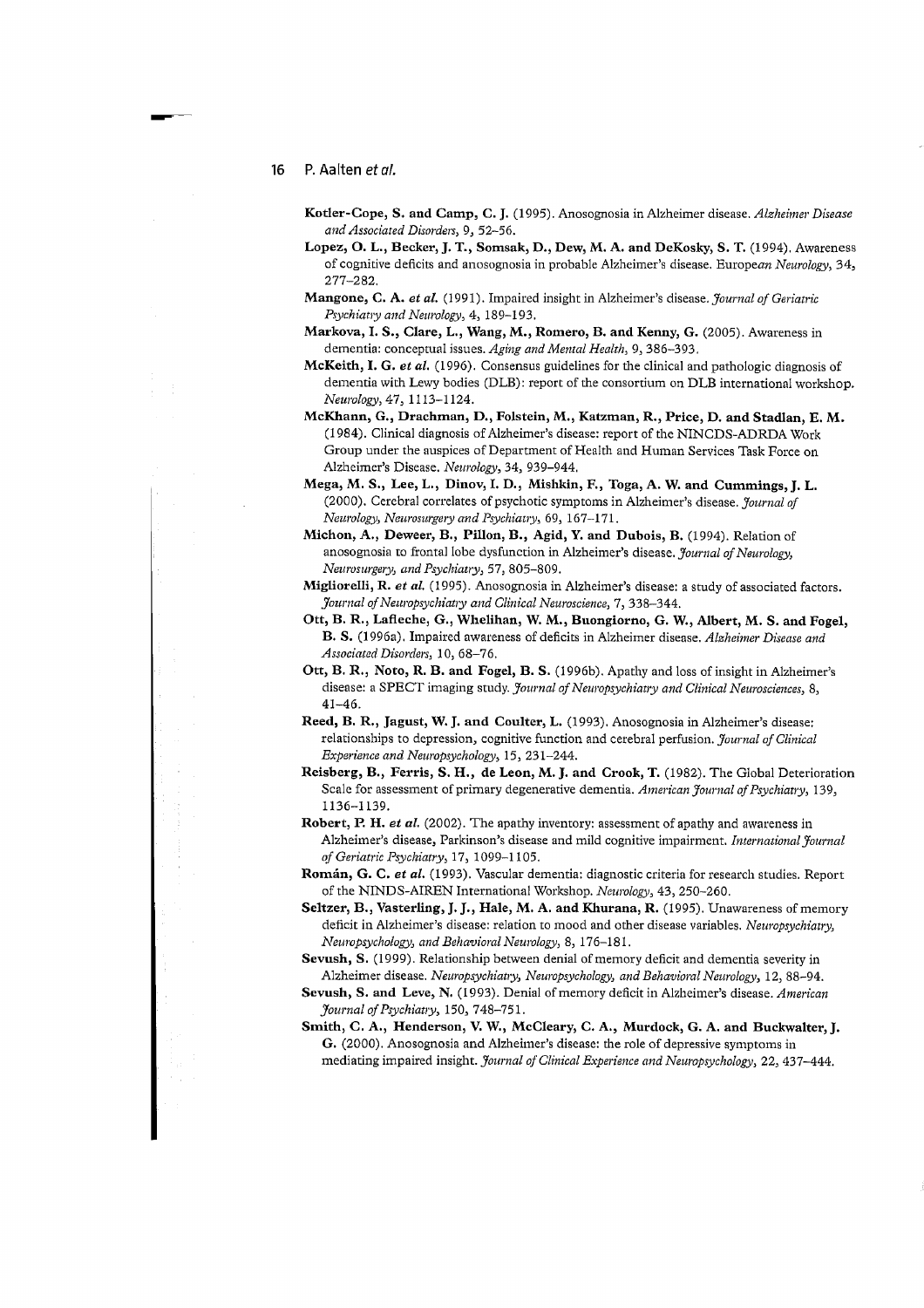**Kotler-Cope, S. and Camp, C. J.** (1995). Anosognosia in Alzheimer disease. *Alzheimer Disease and Associated Disorders*, 9, 52–56.

**Lopez, O. L., Becker, J. T., Somsak, D., Dew, M. A. and DeKosky, S. T.** (1994). Awareness of cognitive deficits and anosognosia in probable Alzheimer's disease. *European Neurology*, 34, 277–282.

**Mangone, C. A.** ***et al.*** (1991). Impaired insight in Alzheimer's disease. *Journal of Geriatric Psychiatry and Neurology*, 4, 189–193.

**Markova, I. S., Clare, L., Wang, M., Romero, B. and Kenny, G.** (2005). Awareness in dementia: conceptual issues. *Aging and Mental Health*, 9, 386–393.

**McKeith, I. G.** ***et al.*** (1996). Consensus guidelines for the clinical and pathologic diagnosis of dementia with Lewy bodies (DLB): report of the consortium on DLB international workshop. *Neurology*, 47, 1113–1124.

**McKhann, G., Drachman, D., Folstein, M., Katzman, R., Price, D. and Stadlan, E. M.** (1984). Clinical diagnosis of Alzheimer's disease: report of the NINCDS-ADRDA Work Group under the auspices of Department of Health and Human Services Task Force on Alzheimer's Disease. *Neurology*, 34, 939–944.

**Mega, M. S., Lee, L., Dinov, I. D., Mishkin, F., Toga, A. W. and Cummings, J. L.** (2000). Cerebral correlates of psychotic symptoms in Alzheimer's disease. *Journal of Neurology, Neurosurgery and Psychiatry*, 69, 167–171.

**Michon, A., Deweer, B., Pillon, B., Agid, Y. and Dubois, B.** (1994). Relation of anosognosia to frontal lobe dysfunction in Alzheimer's disease. *Journal of Neurology, Neurosurgery, and Psychiatry*, 57, 805–809.

**Migliorelli, R.** ***et al.*** (1995). Anosognosia in Alzheimer's disease: a study of associated factors. *Journal of Neuropsychiatry and Clinical Neuroscience*, 7, 338–344.

**Ott, B. R., Lafleche, G., Whelihan, W. M., Buongiorno, G. W., Albert, M. S. and Fogel, B. S.** (1996a). Impaired awareness of deficits in Alzheimer disease. *Alzheimer Disease and Associated Disorders*, 10, 68–76.

**Ott, B. R., Noto, R. B. and Fogel, B. S.** (1996b). Apathy and loss of insight in Alzheimer's disease: a SPECT imaging study. *Journal of Neuropsychiatry and Clinical Neurosciences*, 8, 41–46.

**Reed, B. R., Jagust, W. J. and Coulter, L.** (1993). Anosognosia in Alzheimer's disease: relationships to depression, cognitive function and cerebral perfusion. *Journal of Clinical Experience and Neuropsychology*, 15, 231–244.

**Reisberg, B., Ferris, S. H., de Leon, M. J. and Crook, T.** (1982). The Global Deterioration Scale for assessment of primary degenerative dementia. *American Journal of Psychiatry*, 139, 1136–1139.

**Robert, P. H.** ***et al.*** (2002). The apathy inventory: assessment of apathy and awareness in Alzheimer's disease, Parkinson's disease and mild cognitive impairment. *International Journal of Geriatric Psychiatry*, 17, 1099–1105.

**Román, G. C.** ***et al.*** (1993). Vascular dementia: diagnostic criteria for research studies. Report of the NINDS-AIREN International Workshop. *Neurology*, 43, 250–260.

**Seltzer, B., Vasterling, J. J., Hale, M. A. and Khurana, R.** (1995). Unawareness of memory deficit in Alzheimer's disease: relation to mood and other disease variables. *Neuropsychiatry, Neuropsychology, and Behavioral Neurology*, 8, 176–181.

**Sevush, S.** (1999). Relationship between denial of memory deficit and dementia severity in Alzheimer disease. *Neuropsychiatry, Neuropsychology, and Behavioral Neurology*, 12, 88–94.

**Sevush, S. and Leve, N.** (1993). Denial of memory deficit in Alzheimer's disease. *American Journal of Psychiatry*, 150, 748–751.

**Smith, C. A., Henderson, V. W., McCleary, C. A., Murdock, G. A. and Buckwalter, J. G.** (2000). Anosognosia and Alzheimer's disease: the role of depressive symptoms in mediating impaired insight. *Journal of Clinical Experience and Neuropsychology*, 22, 437–444.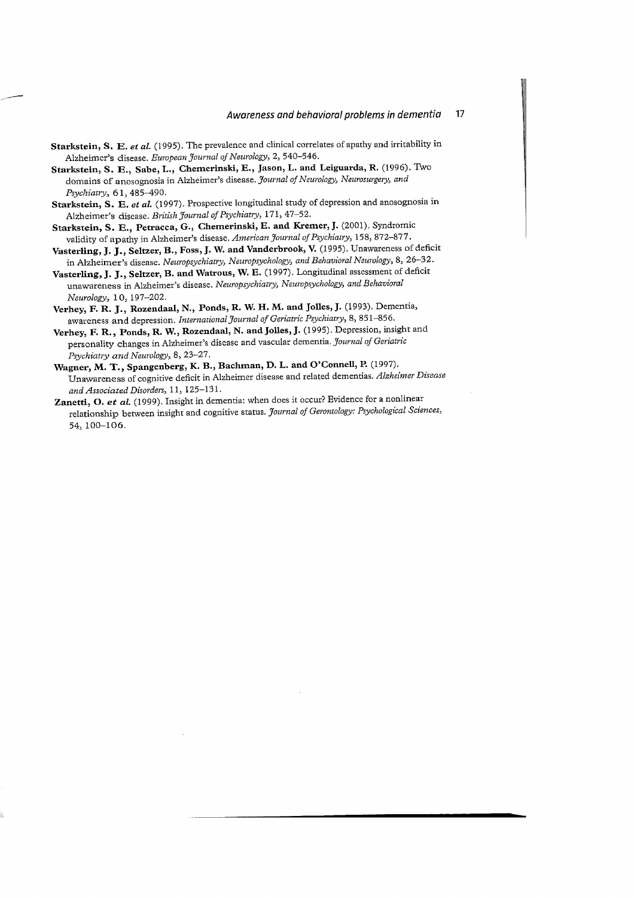**Starkstein, S. E.** ***et al.*** (1995). The prevalence and clinical correlates of apathy and irritability in Alzheimer's disease. *European Journal of Neurology*, 2, 540–546.

**Starkstein, S. E., Sabe, L., Chemerinski, E., Jason, L. and Leiguarda, R.** (1996). Two domains of anosognosia in Alzheimer's disease. *Journal of Neurology, Neurosurgery, and Psychiatry*, 61, 485–490.

**Starkstein, S. E.** ***et al.*** (1997). Prospective longitudinal study of depression and anosognosia in Alzheimer's disease. *British Journal of Psychiatry*, 171, 47–52.

**Starkstein, S. E., Petracca, G., Chemerinski, E. and Kremer, J.** (2001). Syndromic validity of apathy in Alzheimer's disease. *American Journal of Psychiatry*, 158, 872–877.

**Vasterling, J. J., Seltzer, B., Foss, J. W. and Vanderbrook, V.** (1995). Unawareness of deficit in Alzheimer's disease. *Neuropsychiatry, Neuropsychology, and Behavioral Neurology*, 8, 26–32.

**Vasterling, J. J., Seltzer, B. and Watrous, W. E.** (1997). Longitudinal assessment of deficit unawareness in Alzheimer's disease. *Neuropsychiatry, Neuropsychology, and Behavioral Neurology*, 10, 197–202.

**Verhey, F. R. J., Rozendaal, N., Ponds, R. W. H. M. and Jolles, J.** (1993). Dementia, awareness and depression. *International Journal of Geriatric Psychiatry*, 8, 851–856.

**Verhey, F. R., Ponds, R. W., Rozendaal, N. and Jolles, J.** (1995). Depression, insight and personality changes in Alzheimer's disease and vascular dementia. *Journal of Geriatric Psychiatry and Neurology*, 8, 23–27.

**Wagner, M. T., Spangenberg, K. B., Bachman, D. L. and O'Connell, P.** (1997). Unawareness of cognitive deficit in Alzheimer disease and related dementias. *Alzheimer Disease and Associated Disorders*, 11, 125–131.

**Zanetti, O.** ***et al.*** (1999). Insight in dementia: when does it occur? Evidence for a nonlinear relationship between insight and cognitive status. *Journal of Gerontology: Psychological Sciences*, 54, 100–106.